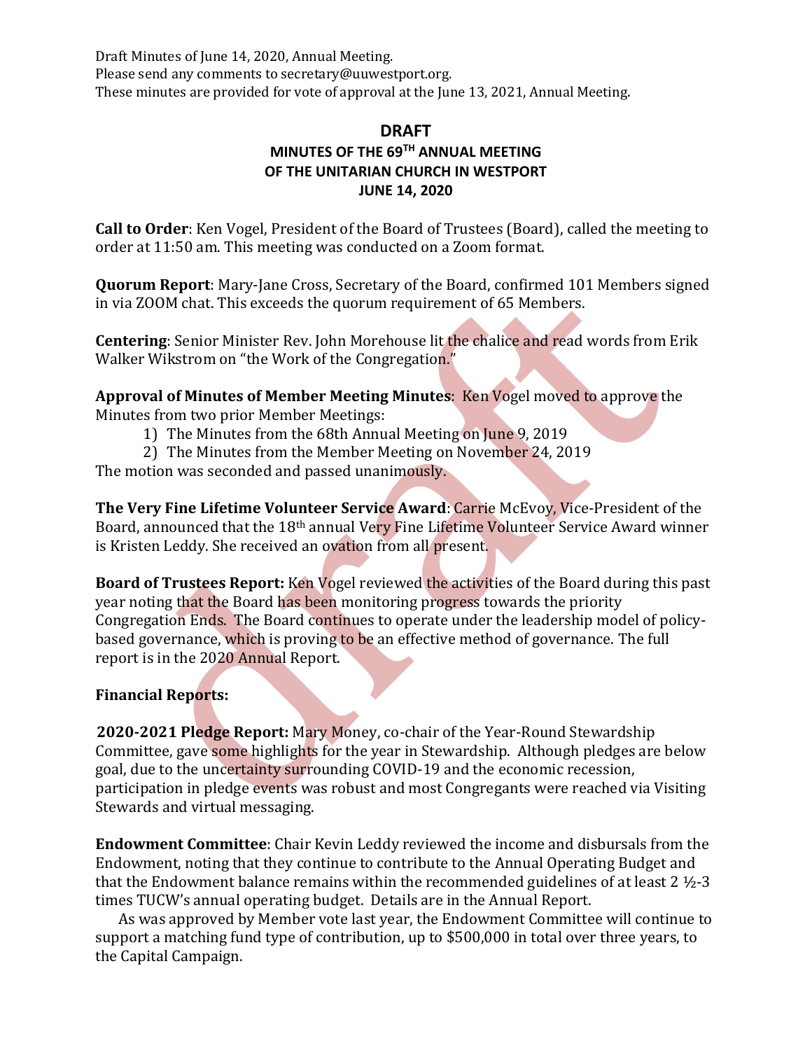Draft Minutes of June 14, 2020, Annual Meeting.
Please send any comments to secretary@uuwestport.org.
These minutes are provided for vote of approval at the June 13, 2021, Annual Meeting.

# DRAFT

## MINUTES OF THE 69TH ANNUAL MEETING OF THE UNITARIAN CHURCH IN WESTPORT JUNE 14, 2020

**Call to Order**: Ken Vogel, President of the Board of Trustees (Board), called the meeting to order at 11:50 am. This meeting was conducted on a Zoom format.

**Quorum Report**: Mary-Jane Cross, Secretary of the Board, confirmed 101 Members signed in via ZOOM chat. This exceeds the quorum requirement of 65 Members.

**Centering**: Senior Minister Rev. John Morehouse lit the chalice and read words from Erik Walker Wikstrom on "the Work of the Congregation."

**Approval of Minutes of Member Meeting Minutes**: Ken Vogel moved to approve the Minutes from two prior Member Meetings:

1) The Minutes from the 68th Annual Meeting on June 9, 2019
2) The Minutes from the Member Meeting on November 24, 2019

The motion was seconded and passed unanimously.

**The Very Fine Lifetime Volunteer Service Award**: Carrie McEvoy, Vice-President of the Board, announced that the 18th annual Very Fine Lifetime Volunteer Service Award winner is Kristen Leddy. She received an ovation from all present.

**Board of Trustees Report:** Ken Vogel reviewed the activities of the Board during this past year noting that the Board has been monitoring progress towards the priority Congregation Ends. The Board continues to operate under the leadership model of policy-based governance, which is proving to be an effective method of governance. The full report is in the 2020 Annual Report.

**Financial Reports:**

**2020-2021 Pledge Report:** Mary Money, co-chair of the Year-Round Stewardship Committee, gave some highlights for the year in Stewardship. Although pledges are below goal, due to the uncertainty surrounding COVID-19 and the economic recession, participation in pledge events was robust and most Congregants were reached via Visiting Stewards and virtual messaging.

**Endowment Committee**: Chair Kevin Leddy reviewed the income and disbursals from the Endowment, noting that they continue to contribute to the Annual Operating Budget and that the Endowment balance remains within the recommended guidelines of at least 2 ½-3 times TUCW's annual operating budget. Details are in the Annual Report.

As was approved by Member vote last year, the Endowment Committee will continue to support a matching fund type of contribution, up to $500,000 in total over three years, to the Capital Campaign.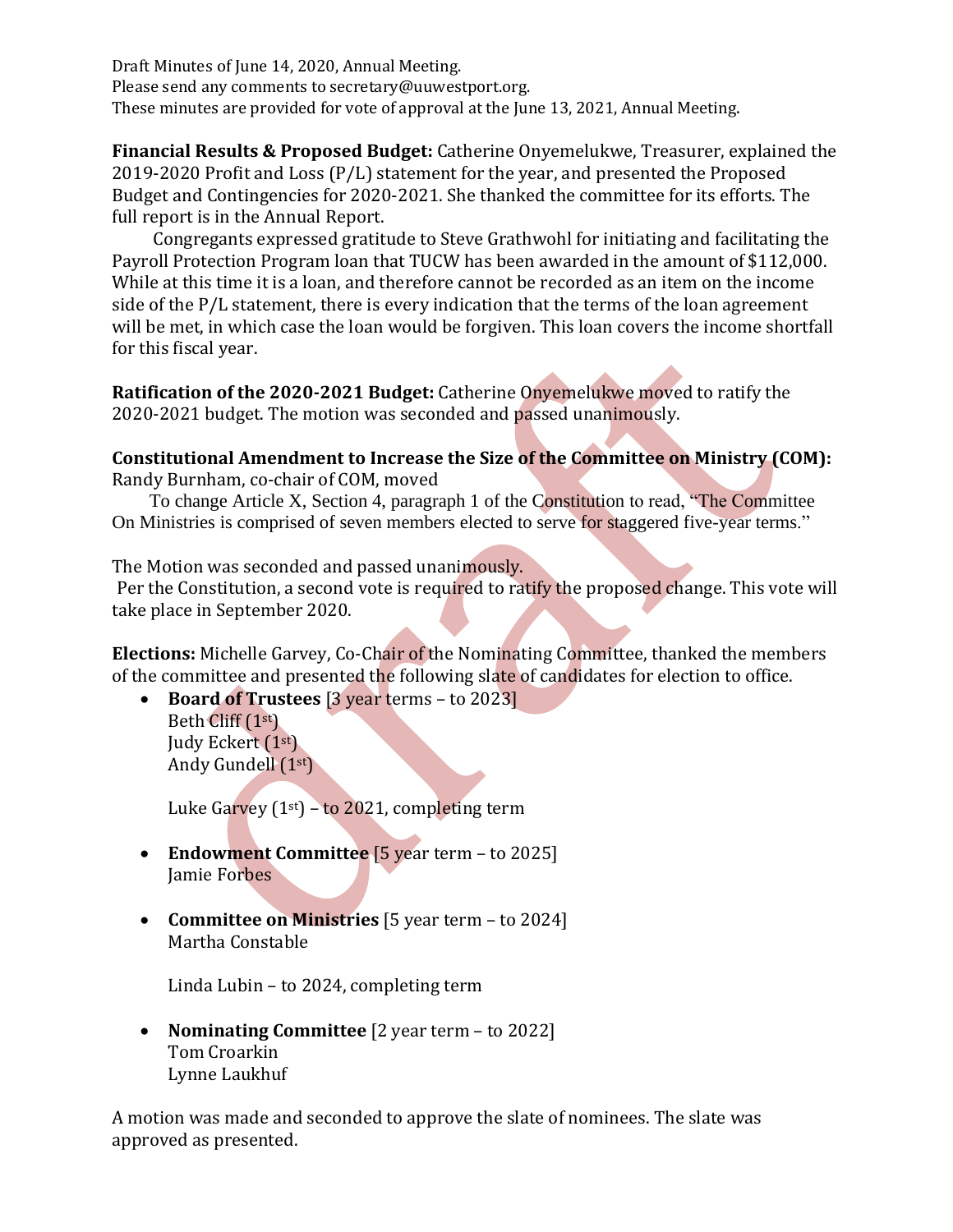Draft Minutes of June 14, 2020, Annual Meeting.
Please send any comments to secretary@uuwestport.org.
These minutes are provided for vote of approval at the June 13, 2021, Annual Meeting.

**Financial Results & Proposed Budget:** Catherine Onyemelukwe, Treasurer, explained the 2019-2020 Profit and Loss (P/L) statement for the year, and presented the Proposed Budget and Contingencies for 2020-2021. She thanked the committee for its efforts. The full report is in the Annual Report.

Congregants expressed gratitude to Steve Grathwohl for initiating and facilitating the Payroll Protection Program loan that TUCW has been awarded in the amount of $112,000. While at this time it is a loan, and therefore cannot be recorded as an item on the income side of the P/L statement, there is every indication that the terms of the loan agreement will be met, in which case the loan would be forgiven. This loan covers the income shortfall for this fiscal year.

**Ratification of the 2020-2021 Budget:** Catherine Onyemelukwe moved to ratify the 2020-2021 budget. The motion was seconded and passed unanimously.

**Constitutional Amendment to Increase the Size of the Committee on Ministry (COM):** Randy Burnham, co-chair of COM, moved

To change Article X, Section 4, paragraph 1 of the Constitution to read, "The Committee On Ministries is comprised of seven members elected to serve for staggered five-year terms."

The Motion was seconded and passed unanimously.
Per the Constitution, a second vote is required to ratify the proposed change. This vote will take place in September 2020.

**Elections:** Michelle Garvey, Co-Chair of the Nominating Committee, thanked the members of the committee and presented the following slate of candidates for election to office.

- **Board of Trustees** [3 year terms – to 2023]
  Beth Cliff (1st)
  Judy Eckert (1st)
  Andy Gundell (1st)

  Luke Garvey (1st) – to 2021, completing term

- **Endowment Committee** [5 year term – to 2025]
  Jamie Forbes

- **Committee on Ministries** [5 year term – to 2024]
  Martha Constable

  Linda Lubin – to 2024, completing term

- **Nominating Committee** [2 year term – to 2022]
  Tom Croarkin
  Lynne Laukhuf

A motion was made and seconded to approve the slate of nominees. The slate was approved as presented.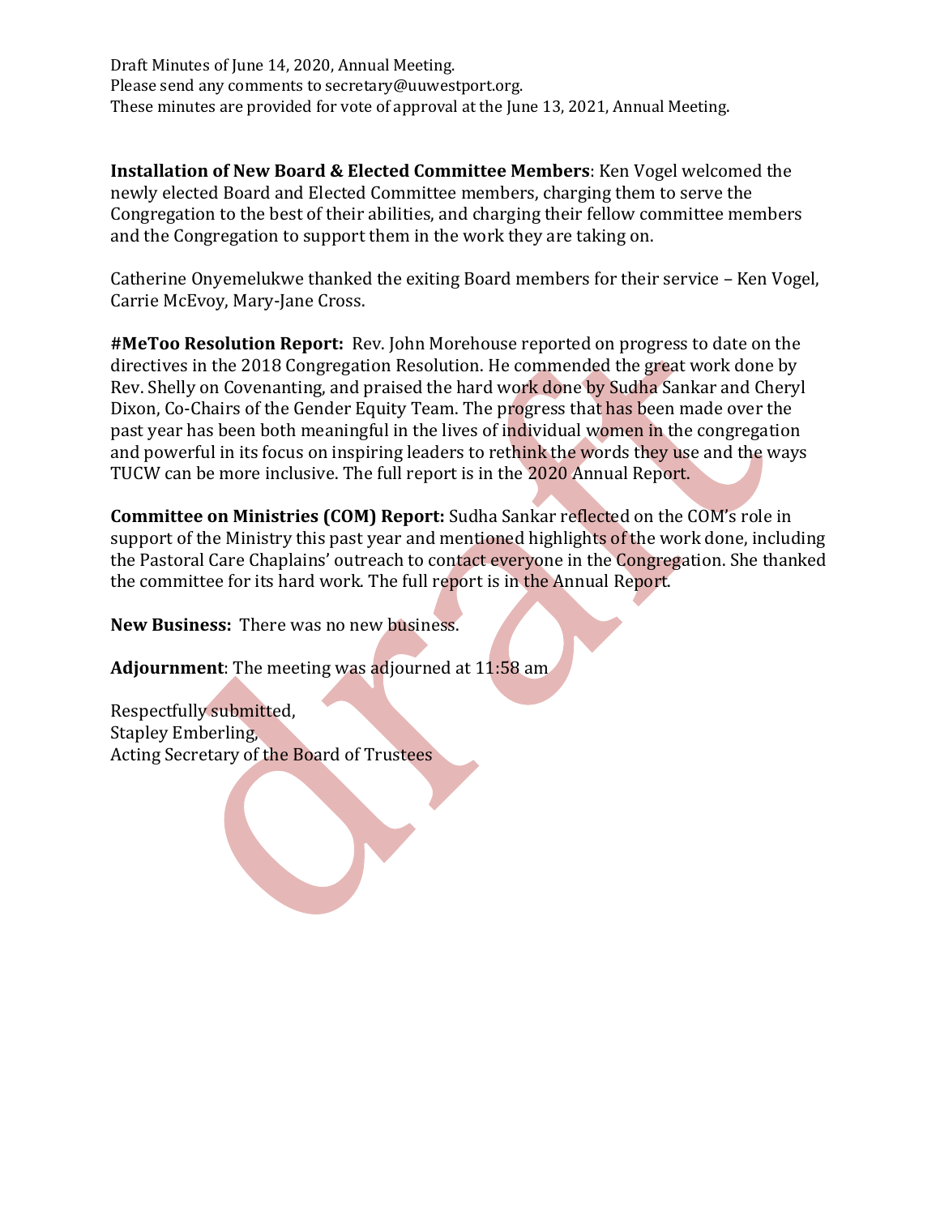Draft Minutes of June 14, 2020, Annual Meeting.
Please send any comments to secretary@uuwestport.org.
These minutes are provided for vote of approval at the June 13, 2021, Annual Meeting.

**Installation of New Board & Elected Committee Members**: Ken Vogel welcomed the newly elected Board and Elected Committee members, charging them to serve the Congregation to the best of their abilities, and charging their fellow committee members and the Congregation to support them in the work they are taking on.

Catherine Onyemelukwe thanked the exiting Board members for their service – Ken Vogel, Carrie McEvoy, Mary-Jane Cross.

**#MeToo Resolution Report:** Rev. John Morehouse reported on progress to date on the directives in the 2018 Congregation Resolution. He commended the great work done by Rev. Shelly on Covenanting, and praised the hard work done by Sudha Sankar and Cheryl Dixon, Co-Chairs of the Gender Equity Team. The progress that has been made over the past year has been both meaningful in the lives of individual women in the congregation and powerful in its focus on inspiring leaders to rethink the words they use and the ways TUCW can be more inclusive. The full report is in the 2020 Annual Report.

**Committee on Ministries (COM) Report:** Sudha Sankar reflected on the COM's role in support of the Ministry this past year and mentioned highlights of the work done, including the Pastoral Care Chaplains' outreach to contact everyone in the Congregation. She thanked the committee for its hard work. The full report is in the Annual Report.

**New Business:** There was no new business.

**Adjournment**: The meeting was adjourned at 11:58 am

Respectfully submitted,
Stapley Emberling,
Acting Secretary of the Board of Trustees